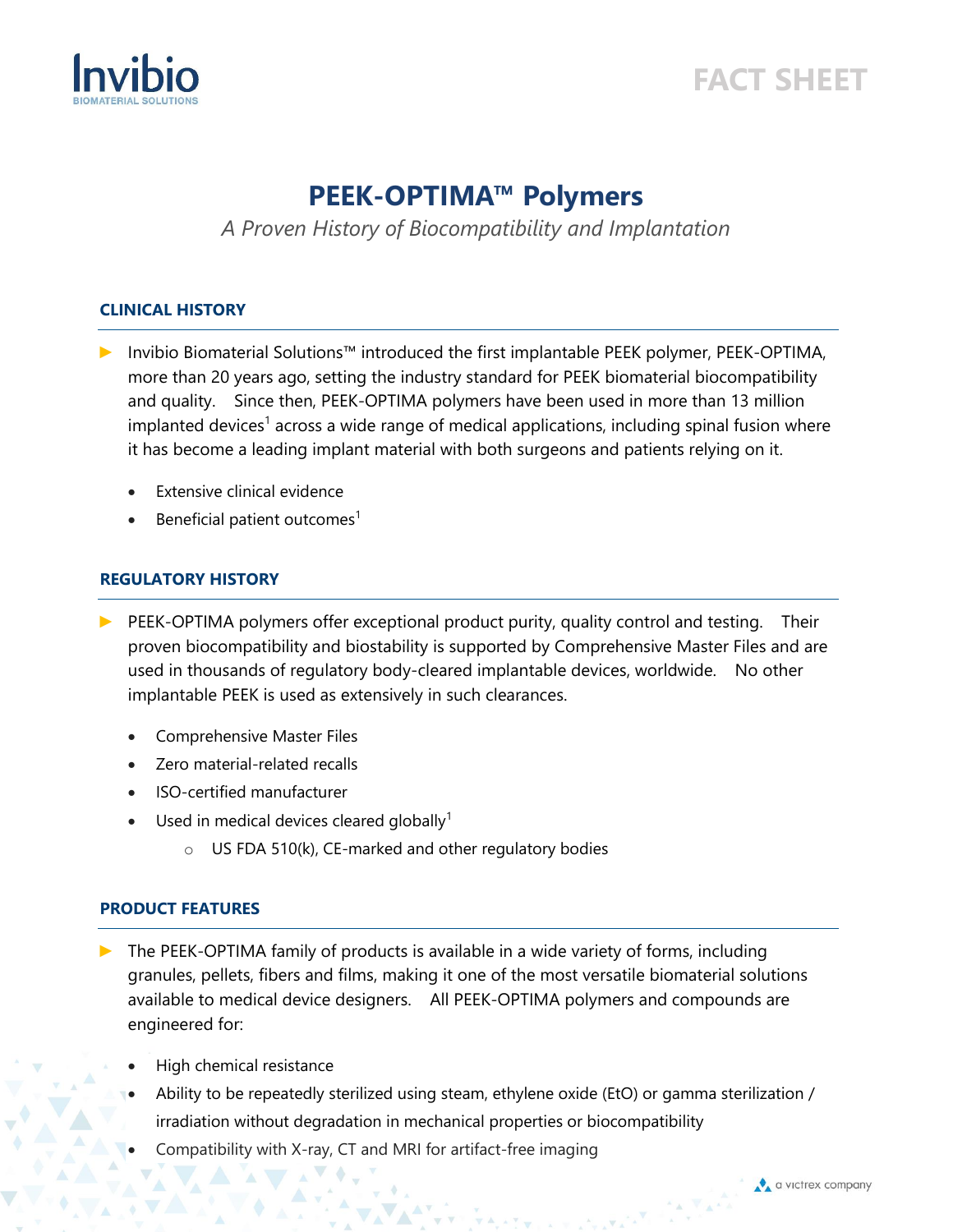# PEEK-OPTIMA™ Polymers

*A Proven History of Biocompatibility and Implantation*

## CLINICAL HISTORY

- Invibio Biomaterial Solutions™ introduced the first implantable PEEK polymer, PEEK-OPTIMA, more than 20 years ago, setting the industry standard for PEEK biomaterial biocompatibility and quality. Since then, PEEK-OPTIMA polymers have been used in more than 13 million implanted devices[1] across a wide range of medical applications, including spinal fusion where it has become a leading implant material with both surgeons and patients relying on it.
  - Extensive clinical evidence
  - Beneficial patient outcomes[1]

## REGULATORY HISTORY

- PEEK-OPTIMA polymers offer exceptional product purity, quality control and testing. Their proven biocompatibility and biostability is supported by Comprehensive Master Files and are used in thousands of regulatory body-cleared implantable devices, worldwide. No other implantable PEEK is used as extensively in such clearances.
  - Comprehensive Master Files
  - Zero material-related recalls
  - ISO-certified manufacturer
  - Used in medical devices cleared globally[1]
    - US FDA 510(k), CE-marked and other regulatory bodies

## PRODUCT FEATURES

- The PEEK-OPTIMA family of products is available in a wide variety of forms, including granules, pellets, fibers and films, making it one of the most versatile biomaterial solutions available to medical device designers. All PEEK-OPTIMA polymers and compounds are engineered for:
  - High chemical resistance
  - Ability to be repeatedly sterilized using steam, ethylene oxide (EtO) or gamma sterilization / irradiation without degradation in mechanical properties or biocompatibility
  - Compatibility with X-ray, CT and MRI for artifact-free imaging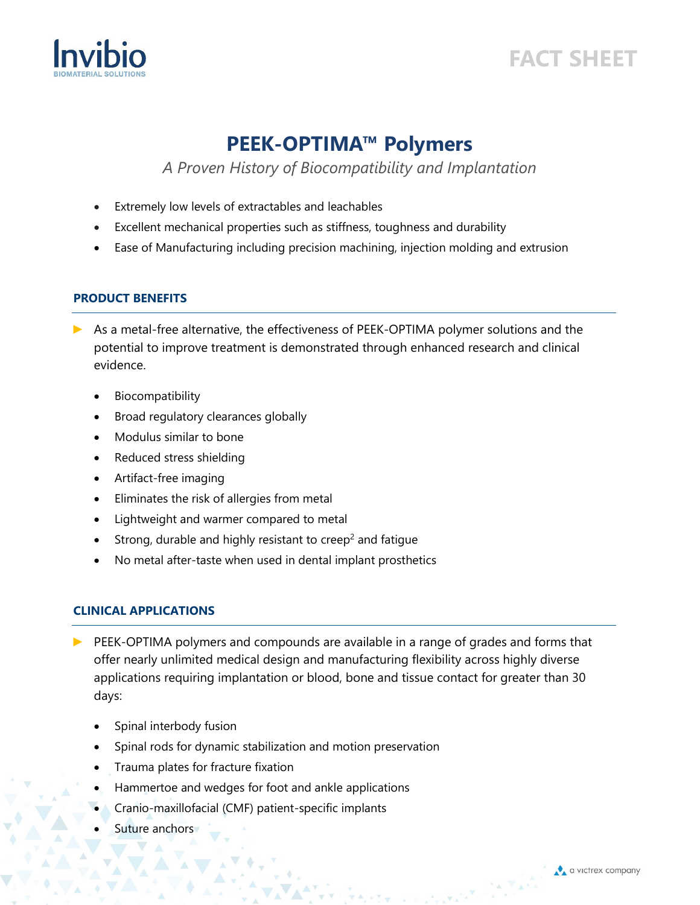# PEEK-OPTIMA™ Polymers

*A Proven History of Biocompatibility and Implantation*

- Extremely low levels of extractables and leachables
- Excellent mechanical properties such as stiffness, toughness and durability
- Ease of Manufacturing including precision machining, injection molding and extrusion

## PRODUCT BENEFITS

▶ As a metal-free alternative, the effectiveness of PEEK-OPTIMA polymer solutions and the potential to improve treatment is demonstrated through enhanced research and clinical evidence.

- Biocompatibility
- Broad regulatory clearances globally
- Modulus similar to bone
- Reduced stress shielding
- Artifact-free imaging
- Eliminates the risk of allergies from metal
- Lightweight and warmer compared to metal
- Strong, durable and highly resistant to creep[2] and fatigue
- No metal after-taste when used in dental implant prosthetics

## CLINICAL APPLICATIONS

▶ PEEK-OPTIMA polymers and compounds are available in a range of grades and forms that offer nearly unlimited medical design and manufacturing flexibility across highly diverse applications requiring implantation or blood, bone and tissue contact for greater than 30 days:

- Spinal interbody fusion
- Spinal rods for dynamic stabilization and motion preservation
- Trauma plates for fracture fixation
- Hammertoe and wedges for foot and ankle applications
- Cranio-maxillofacial (CMF) patient-specific implants
- Suture anchors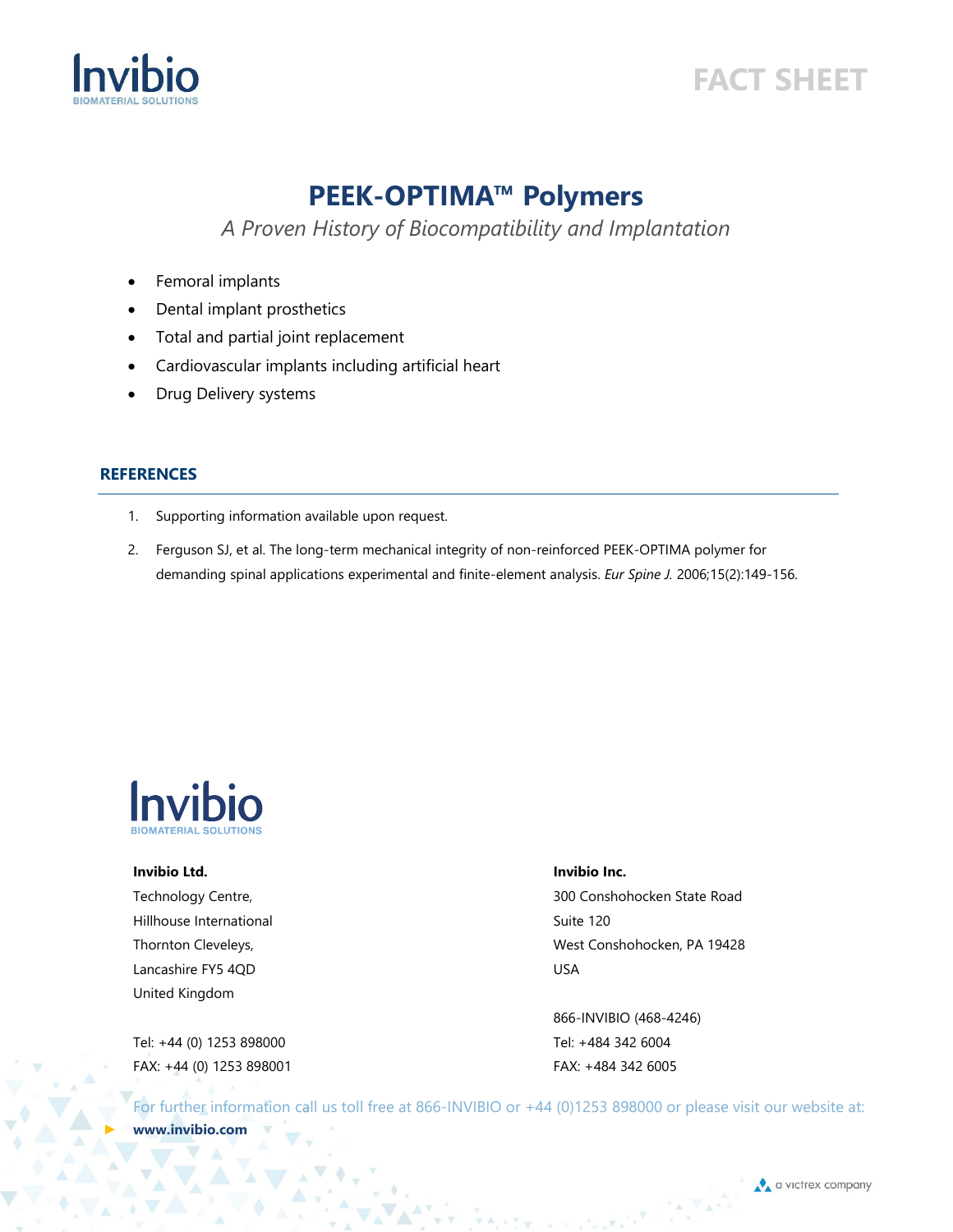# PEEK-OPTIMA™ Polymers

*A Proven History of Biocompatibility and Implantation*

- Femoral implants
- Dental implant prosthetics
- Total and partial joint replacement
- Cardiovascular implants including artificial heart
- Drug Delivery systems

## REFERENCES

1. Supporting information available upon request.
2. Ferguson SJ, et al. The long-term mechanical integrity of non-reinforced PEEK-OPTIMA polymer for demanding spinal applications experimental and finite-element analysis. *Eur Spine J.* 2006;15(2):149-156.

**Invibio Ltd.**
Technology Centre,
Hillhouse International
Thornton Cleveleys,
Lancashire FY5 4QD
United Kingdom

Tel: +44 (0) 1253 898000
FAX: +44 (0) 1253 898001

**Invibio Inc.**
300 Conshohocken State Road
Suite 120
West Conshohocken, PA 19428
USA

866-INVIBIO (468-4246)
Tel: +484 342 6004
FAX: +484 342 6005

For further information call us toll free at 866-INVIBIO or +44 (0)1253 898000 or please visit our website at: **www.invibio.com**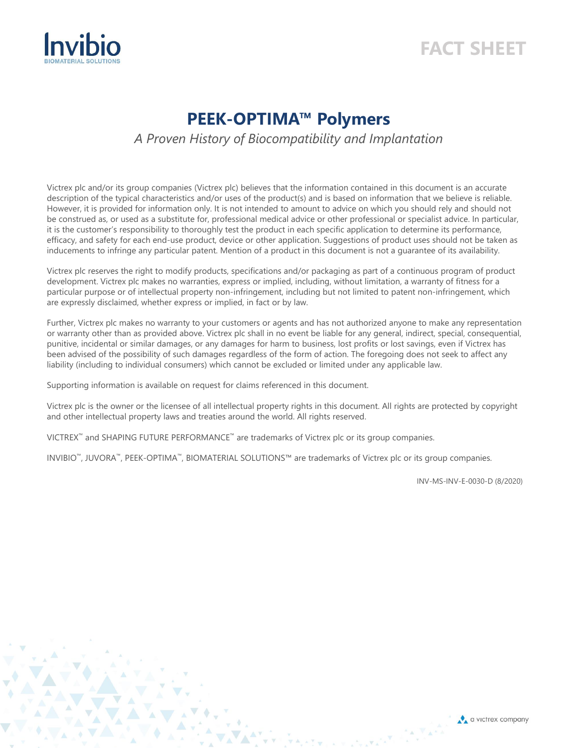# PEEK-OPTIMA™ Polymers

*A Proven History of Biocompatibility and Implantation*

Victrex plc and/or its group companies (Victrex plc) believes that the information contained in this document is an accurate description of the typical characteristics and/or uses of the product(s) and is based on information that we believe is reliable. However, it is provided for information only. It is not intended to amount to advice on which you should rely and should not be construed as, or used as a substitute for, professional medical advice or other professional or specialist advice. In particular, it is the customer's responsibility to thoroughly test the product in each specific application to determine its performance, efficacy, and safety for each end-use product, device or other application. Suggestions of product uses should not be taken as inducements to infringe any particular patent. Mention of a product in this document is not a guarantee of its availability.

Victrex plc reserves the right to modify products, specifications and/or packaging as part of a continuous program of product development. Victrex plc makes no warranties, express or implied, including, without limitation, a warranty of fitness for a particular purpose or of intellectual property non-infringement, including but not limited to patent non-infringement, which are expressly disclaimed, whether express or implied, in fact or by law.

Further, Victrex plc makes no warranty to your customers or agents and has not authorized anyone to make any representation or warranty other than as provided above. Victrex plc shall in no event be liable for any general, indirect, special, consequential, punitive, incidental or similar damages, or any damages for harm to business, lost profits or lost savings, even if Victrex has been advised of the possibility of such damages regardless of the form of action. The foregoing does not seek to affect any liability (including to individual consumers) which cannot be excluded or limited under any applicable law.

Supporting information is available on request for claims referenced in this document.

Victrex plc is the owner or the licensee of all intellectual property rights in this document. All rights are protected by copyright and other intellectual property laws and treaties around the world. All rights reserved.

VICTREX™ and SHAPING FUTURE PERFORMANCE™ are trademarks of Victrex plc or its group companies.

INVIBIO™, JUVORA™, PEEK-OPTIMA™, BIOMATERIAL SOLUTIONS™ are trademarks of Victrex plc or its group companies.

INV-MS-INV-E-0030-D (8/2020)